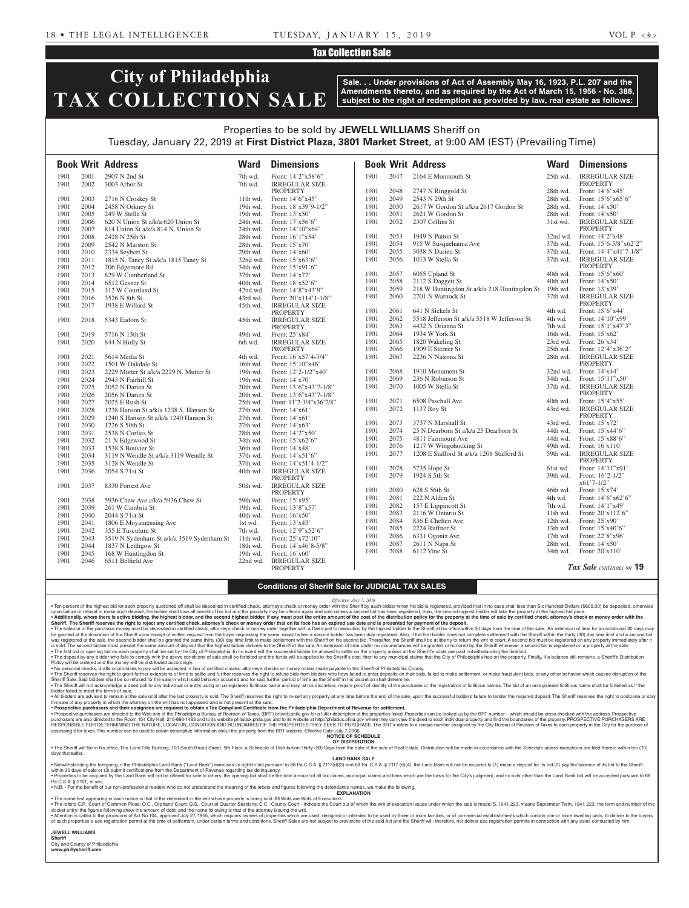Tax Collection Sale

# City of Philadelphia TAX COLLECTION SALE

**Sale. . . Under provisions of Act of Assembly May 16, 1923, P.L. 207 and the Amendments thereto, and as required by the Act of March 15, 1956 - No. 388, subject to the right of redemption as provided by law, real estate as follows:**

Properties to be sold by **JEWELL WILLIAMS** Sheriff on
Tuesday, January 22, 2019 at **First District Plaza, 3801 Market Street**, at 9:00 AM (EST) (Prevailing Time)

| Book | Writ | Address | Ward | Dimensions |
|---|---|---|---|---|
| 1901 | 2001 | 2907 N 2nd St | 7th wd. | Front: 14'2"x58'6" |
| 1901 | 2002 | 3003 Arbor St | 7th wd. | IRREGULAR SIZE PROPERTY |
| 1901 | 2003 | 2716 N Croskey St | 11th wd. | Front: 14'6"x45' |
| 1901 | 2004 | 2458 N Orkney St | 19th wd. | Front: 18'x39'9-1/2" |
| 1901 | 2005 | 249 W Stella St | 19th wd. | Front: 13'x50' |
| 1901 | 2006 | 620 N Union St a/k/a 620 Union St | 24th wd. | Front: 17'x56'6" |
| 1901 | 2007 | 814 Union St a/k/a 814 N. Union St | 24th wd. | Front: 14'10"x64' |
| 1901 | 2008 | 2428 N 25th St | 28th wd. | Front: 16'1"x54' |
| 1901 | 2009 | 2542 N Marston St | 28th wd. | Front: 15'x70' |
| 1901 | 2010 | 2334 Seybert St | 29th wd. | Front: 14'x60' |
| 1901 | 2011 | 1815 N. Taney St a/k/a 1815 Taney St | 32nd wd. | Front: 15'x63'6" |
| 1901 | 2012 | 706 Edgemore Rd | 34th wd. | Front: 15'x91'6" |
| 1901 | 2013 | 829 W Cumberland St | 37th wd. | Front: 14'x72' |
| 1901 | 2014 | 6512 Gesner St | 40th wd. | Front: 18'x52'6" |
| 1901 | 2015 | 312 W Courtland St | 42nd wd. | Front: 14'8"x43'9" |
| 1901 | 2016 | 3526 N 8th St | 43rd wd. | Front: 20'x114'1-1/8" |
| 1901 | 2017 | 1938 E Willard St | 45th wd. | IRREGULAR SIZE PROPERTY |
| 1901 | 2018 | 5343 Eadom St | 45th wd. | IRREGULAR SIZE PROPERTY |
| 1901 | 2019 | 5716 N 13th St | 49th wd. | Front: 25'x84' |
| 1901 | 2020 | 844 N Holly St | 6th wd. | IRREGULAR SIZE PROPERTY |
| 1901 | 2021 | 5614 Media St | 4th wd. | Front: 16'x57'4-3/4" |
| 1901 | 2022 | 1501 W Oakdale St | 16th wd. | Front: 15'10"x46' |
| 1901 | 2023 | 2229 Mutter St a/k/a 2229 N. Mutter St | 19th wd. | Front: 12'2-1/2"x40' |
| 1901 | 2024 | 2943 N Fairhill St | 19th wd. | Front: 14'x70' |
| 1901 | 2025 | 2052 N Darien St | 20th wd. | Front: 13'6"x43'7-1/8" |
| 1901 | 2026 | 2056 N Darien St | 20th wd. | Front: 13'6"x43'7-1/8" |
| 1901 | 2027 | 2025 E Rush St | 25th wd. | Front: 11'2-3/4"x36'7/8" |
| 1901 | 2028 | 1238 Hanson St a/k/a 1238 S. Hanson St | 27th wd. | Front: 14'x61' |
| 1901 | 2029 | 1240 S Hanson St a/k/a 1240 Hanson St | 27th wd. | Front: 14'x61' |
| 1901 | 2030 | 1226 S 50th St | 27th wd. | Front: 14'x63' |
| 1901 | 2031 | 2538 N Corlies St | 28th wd. | Front: 14'2"x50' |
| 1901 | 2032 | 21 N Edgewood St | 34th wd. | Front: 15'x62'6" |
| 1901 | 2033 | 1538 S Bouvier St | 36th wd. | Front: 14'x48' |
| 1901 | 2034 | 3119 N Wendle St a/k/a 3119 Wendle St | 37th wd. | Front: 14'x51'6" |
| 1901 | 2035 | 3128 N Wendle St | 37th wd. | Front: 14'x51'4-1/2" |
| 1901 | 2036 | 2054 S 71st St | 40th wd. | IRREGULAR SIZE PROPERTY |
| 1901 | 2037 | 8330 Forrest Ave | 50th wd. | IRREGULAR SIZE PROPERTY |
| 1901 | 2038 | 5936 Chew Ave a/k/a 5936 Chew St | 59th wd. | Front: 15'x95' |
| 1901 | 2039 | 261 W Cambria St | 19th wd. | Front: 13'8"x57' |
| 1901 | 2040 | 2044 S 71st St | 40th wd. | Front: 16'x50' |
| 1901 | 2041 | 1806 E Moyamensing Ave | 1st wd. | Front: 13'x43' |
| 1901 | 2042 | 355 E Tusculum St | 7th wd. | Front: 12'9"x52'6" |
| 1901 | 2043 | 3519 N Sydenham St a/k/a 3519 Sydenham St | 11th wd. | Front: 25'x72'10" |
| 1901 | 2044 | 1837 N Leithgow St | 18th wd. | Front: 14'x46'8-5/8" |
| 1901 | 2045 | 168 W Huntingdon St | 19th wd. | Front: 16'x60' |
| 1901 | 2046 | 6511 Belfield Ave | 22nd wd. | IRREGULAR SIZE PROPERTY |
| 1901 | 2047 | 2164 E Monmouth St | 25th wd. | IRREGULAR SIZE PROPERTY |
| 1901 | 2048 | 2747 N Ringgold St | 28th wd. | Front: 14'6"x45' |
| 1901 | 2049 | 2543 N 29th St | 28th wd. | Front: 15'6"x65'6" |
| 1901 | 2050 | 2617 W Gordon St a/k/a 2617 Gordon St | 28th wd. | Front: 14'x50' |
| 1901 | 2051 | 2621 W Gordon St | 28th wd. | Front: 14'x50' |
| 1901 | 2052 | 2307 Collins St | 31st wd. | IRREGULAR SIZE PROPERTY |
| 1901 | 2053 | 1949 N Patton St | 32nd wd. | Front: 14'2"x48' |
| 1901 | 2054 | 915 W Susquehanna Ave | 37th wd. | Front: 15'6-5/8"x62'2" |
| 1901 | 2055 | 3038 N Darien St | 37th wd. | Front: 14'4"x41'7-1/8" |
| 1901 | 2056 | 1013 W Stella St | 37th wd. | IRREGULAR SIZE PROPERTY |
| 1901 | 2057 | 6055 Upland St | 40th wd. | Front: 15'6"x60' |
| 1901 | 2058 | 2112 S Daggett St | 40th wd. | Front: 14'x50' |
| 1901 | 2059 | 218 W Huntingdon St a/k/a 218 Huntingdon St | 19th wd. | Front: 13'x39' |
| 1901 | 2060 | 2701 N Warnock St | 37th wd. | IRREGULAR SIZE PROPERTY |
| 1901 | 2061 | 641 N Sickels St | 4th wd. | Front: 15'6"x44' |
| 1901 | 2062 | 5518 Jefferson St a/k/a 5518 W Jefferson St | 4th wd. | Front: 14'10"x99' |
| 1901 | 2063 | 4432 N Orianna St | 7th wd. | Front: 15'1"x47'3" |
| 1901 | 2064 | 1934 W York St | 16th wd. | Front: 15'x62' |
| 1901 | 2065 | 1820 Wakeling St | 23rd wd. | Front: 26'x34' |
| 1901 | 2066 | 1909 E Sterner St | 25th wd. | Front: 12'4"x36'2" |
| 1901 | 2067 | 2236 N Natrona St | 28th wd. | IRREGULAR SIZE PROPERTY |
| 1901 | 2068 | 1910 Monument St | 32nd wd. | Front: 14'x44' |
| 1901 | 2069 | 236 N Robinson St | 34th wd. | Front: 15'11"x50' |
| 1901 | 2070 | 1005 W Stella St | 37th wd. | IRREGULAR SIZE PROPERTY |
| 1901 | 2071 | 6508 Paschall Ave | 40th wd. | Front: 15'4"x55' |
| 1901 | 2072 | 1137 Roy St | 43rd wd. | IRREGULAR SIZE PROPERTY |
| 1901 | 2073 | 3737 N Marshall St | 43rd wd. | Front: 15'x72' |
| 1901 | 2074 | 25 N Dearborn St a/k/a 25 Dearborn St | 44th wd. | Front: 15'x44'6" |
| 1901 | 2075 | 4811 Fairmount Ave | 44th wd. | Front: 15'x88'6" |
| 1901 | 2076 | 1217 W Wingohocking St | 49th wd. | Front: 16'x110' |
| 1901 | 2077 | 1208 E Stafford St a/k/a 1208 Stafford St | 59th wd. | IRREGULAR SIZE PROPERTY |
| 1901 | 2078 | 5735 Hope St | 61st wd. | Front: 14'11"x91' |
| 1901 | 2079 | 1924 S 5th St | 39th wd. | Front: 16'2-1/2" x61'7-1/2" |
| 1901 | 2080 | 628 S 56th St | 46th wd. | Front: 15'x74' |
| 1901 | 2081 | 222 N Alden St | 4th wd. | Front: 14'6"x62'6" |
| 1901 | 2082 | 157 E Lippincott St | 7th wd. | Front: 14'1"x49' |
| 1901 | 2083 | 2116 W Ontario St | 11th wd. | Front: 20'x112'6" |
| 1901 | 2084 | 836 E Chelten Ave | 12th wd. | Front: 25'x90' |
| 1901 | 2085 | 2224 Ruffner St | 13th wd. | Front: 15'x40'6" |
| 1901 | 2086 | 6331 Ogontz Ave | 17th wd. | Front: 22'8"x96' |
| 1901 | 2087 | 2611 N Napa St | 28th wd. | Front: 14'x50' |
| 1901 | 2088 | 6112 Vine St | 34th wd. | Front: 20'x110' |

*Tax Sale continues on* **19**

## Conditions of Sheriff Sale for JUDICIAL TAX SALES

*Effective: July 7, 2006*

• Ten percent of the highest bid for each property auctioned off shall be deposited in certified check, attorney's check or money order with the Sheriff by each bidder when his bid is registered, provided that in no case shall less than Six Hundred Dollars ($600.00) be deposited, otherwise upon failure or refusal to make such deposit, the bidder shall lose all benefit of his bid and the property may be offered again and sold unless a second bid has been registered, then, the second highest bidder will take the property at the highest bid price.

• **Additionally, where there is active bidding, the highest bidder, and the second highest bidder, if any must post the entire amount of the cost of the distribution policy for the property at the time of sale by certified check, attorney's check or money order with the Sheriff. The Sheriff reserves the right to reject any certified check, attorney's check or money order that on its face has an expired use date and is presented for payment of the deposit.**

• The balance of the purchase money must be deposited in certified check, attorney's check or money order together with a Deed poll for execution by the highest bidder to the Sheriff at his office within 30 days from the time of the sale. An extension of time for an additional 30 days may be granted at the discretion of the Sheriff upon receipt of written request from the buyer requesting the same, except when a second bidder has been duly registered. Also, if the first bidder does not complete settlement with the Sheriff within the thirty (30) day time limit and a second bid was registered at the sale, the second bidder shall be granted the same thirty (30) day time limit to make settlement with the Sheriff on his second bid. Thereafter, the Sheriff shall be at liberty to return the writ to court. A second bid must be registered on any property immediately after it is sold. The second bidder must present the same amount of deposit that the highest bidder delivers to the Sheriff at the sale. An extension of time under no circumstances will be granted or honored by the Sheriff whenever a second bid is registered on a property at the sale.

• The first bid or opening bid on each property shall be set by the City of Philadelphia. In no event will the successful bidder be allowed to settle on the property unless all the Sheriff's costs are paid notwithstanding the final bid.

• The deposit by any bidder who fails to comply with the above conditions of sale shall be forfeited and the funds will be applied to the Sheriff's cost, then to any municipal claims that the City of Philadelphia has on the property. Finally, if a balance still remains, a Sheriff's Distribution Policy will be ordered and the money will be distributed accordingly.

• No personal checks, drafts or promises to pay will be accepted in lieu of certified checks, attorney's checks or money orders made payable to the Sheriff of Philadelphia County.

• The Sheriff reserves the right to grant further extensions of time to settle and further reserves the right to refuse bids from bidders who have failed to enter deposits on their bids, failed to make settlement, or make fraudulent bids, or any other behavior which causes disruption of the Sheriff Sale. Said bidders shall be so refused for the sale in which said behavior occurred and for said further period of time as the Sheriff in his discretion shall determine.

• The Sheriff will not acknowledge a deed poll to any individual or entity using an unregistered fictitious name and may, at his discretion, require proof of identity of the purchaser or the registration of fictitious names. The bid of an unregistered fictitious name shall be forfeited as if the bidder failed to meet the terms of sale.

• All bidders are advised to remain at the sale until after the last property is sold. The Sheriff reserves the right to re-sell any property at any time before the end of the sale, upon the successful bidders' failure to tender the required deposit. The Sheriff reserves the right to postpone or stay the sale of any property in which the attorney on the writ has not appeared and is not present at the sale.

• **Prospective purchasers and their assignees are required to obtain a Tax Compliant Certificate from the Philadelphia Department of Revenue for settlement.**

• Prospective purchasers are directed to the Web site of the Philadelphia Bureau of Revision of Taxes, (BRT) brtweb.phila.gov for a fuller description of the properties listed. Properties can be looked up by the BRT number – which should be cross checked with the address. Prospective purchasers are also directed to the Room 154 City Hall, 215-686-1483 and to its website philadox.phila.gov and to its website at http://philadox.phila.gov where they can view the deed to each individual property and find the boundaries of the property. PROSPECTIVE PURCHASERS ARE RESPONSIBLE FOR DETERMINING THE NATURE, LOCATION, CONDITION AND BOUNDARIES OF THE PROPERTIES THEY SEEK TO PURCHASE. The BRT # refers to a unique number assigned by the City Bureau of Revision of Taxes to each property in the City for the purpose of assessing it for taxes. This number can be used to obtain descriptive information about the property from the BRT website. Effective Date: July 7, 2006

**NOTICE OF SCHEDULE OF DISTRIBUTION**

• The Sheriff will file in his office, The Land Title Building, 100 South Broad Street, 5th Floor, a Schedule of Distribution Thirty (30) Days from the date of the sale of Real Estate. Distribution will be made in accordance with the Schedule unless exceptions are filed thereto within ten (10) days thereafter.

**LAND BANK SALE**

• Notwithstanding the foregoing, if the Philadelphia Land Bank ("Land Bank") exercises its right to bid pursuant to 68 Pa.C.S.A. § 2117(d)(3) and 68 Pa. C.S.A. § 2117 (d)(4), the Land Bank will not be required to (1) make a deposit for its bid (2) pay the balance of its bid to the Sheriff within 30 days of sale or (3) submit certifications from the Department of Revenue regarding tax delinquency.

• Properties to be acquired by the Land Bank will not be offered for sale to others; the opening bid shall be the total amount of all tax claims, municipal claims and liens which are the basis for the City's judgment, and no bids other than the Land Bank bid will be accepted pursuant to 68 Pa.C.S.A. § 2101, et seq.

• N.B. - For the benefit of our non-professional readers who do not understand the meaning of the letters and figures following the defendant's names, we make the following.

**EXPLANATION**

• The name first appearing in each notice is that of the defendant in the writ whose property is being sold. All Writs are Writs of Executions.

• The letters C.P., Court of Common Pleas; O.C., Orphans' Court; Q.S., Court of Quarter Sessions; C.C., County Court - indicate the Court out of which the writ of execution issues under which the sale is made: S. 1941. 223. means September Term, 1941. 223, the term and number of the docket entry; the figures following show the amount of debt; and the name following is that of the attorney issuing the writ.

• Attention is called to the provisions of Act No.104, approved July 27, 1955, which requires owners of properties which are used, designed or intended to be used by three or more families, or of commercial establishments which contain one or more dwelling units, to deliver to the buyers of such properties a use registration permit at the time of settlement, under certain terms and conditions. Sheriff Sales are not subject to provisions of the said Act and the Sheriff will, therefore, not deliver use registration permits in connection with any sales conducted by him.

**JEWELL WILLIAMS**
**Sheriff**
City and County of Philadelphia
**www.phillysheriff.com**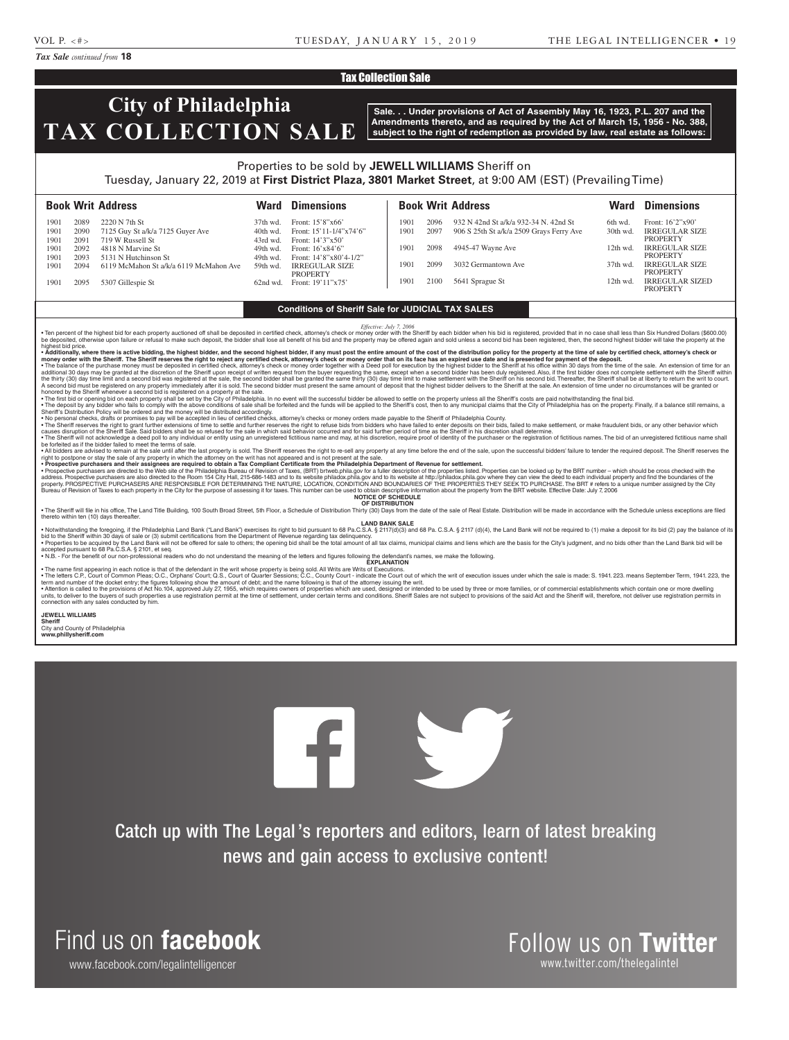*Tax Sale continued from* **18**

Tax Collection Sale

# City of Philadelphia TAX COLLECTION SALE

**Sale. . . Under provisions of Act of Assembly May 16, 1923, P.L. 207 and the Amendments thereto, and as required by the Act of March 15, 1956 - No. 388, subject to the right of redemption as provided by law, real estate as follows:**

Properties to be sold by **JEWELL WILLIAMS** Sheriff on
Tuesday, January 22, 2019 at **First District Plaza, 3801 Market Street**, at 9:00 AM (EST) (Prevailing Time)

| Book | Writ | Address | Ward | Dimensions |
|---|---|---|---|---|
| 1901 | 2089 | 2220 N 7th St | 37th wd. | Front: 15'8"x66' |
| 1901 | 2090 | 7125 Guy St a/k/a 7125 Guyer Ave | 40th wd. | Front: 15'11-1/4"x74'6" |
| 1901 | 2091 | 719 W Russell St | 43rd wd. | Front: 14'3"x50' |
| 1901 | 2092 | 4818 N Marvine St | 49th wd. | Front: 16'x84'6" |
| 1901 | 2093 | 5131 N Hutchinson St | 49th wd. | Front: 14'8"x80'4-1/2" |
| 1901 | 2094 | 6119 McMahon St a/k/a 6119 McMahon Ave | 59th wd. | IRREGULAR SIZE PROPERTY |
| 1901 | 2095 | 5307 Gillespie St | 62nd wd. | Front: 19'11"x75' |
| 1901 | 2096 | 932 N 42nd St a/k/a 932-34 N. 42nd St | 6th wd. | Front: 16'2"x90' |
| 1901 | 2097 | 906 S 25th St a/k/a 2509 Grays Ferry Ave | 30th wd. | IRREGULAR SIZE PROPERTY |
| 1901 | 2098 | 4945-47 Wayne Ave | 12th wd. | IRREGULAR SIZE PROPERTY |
| 1901 | 2099 | 3032 Germantown Ave | 37th wd. | IRREGULAR SIZE PROPERTY |
| 1901 | 2100 | 5641 Sprague St | 12th wd. | IRREGULAR SIZED PROPERTY |

## Conditions of Sheriff Sale for JUDICIAL TAX SALES

*Effective: July 7, 2006*

• Ten percent of the highest bid for each property auctioned off shall be deposited in certified check, attorney's check or money order with the Sheriff by each bidder when his bid is registered, provided that in no case shall less than Six Hundred Dollars ($600.00) be deposited, otherwise upon failure or refusal to make such deposit, the bidder shall lose all benefit of his bid and the property may be offered again and sold unless a second bid has been registered, then, the second highest bidder will take the property at the highest bid price.

• **Additionally, where there is active bidding, the highest bidder, and the second highest bidder, if any must post the entire amount of the cost of the distribution policy for the property at the time of sale by certified check, attorney's check or money order with the Sheriff. The Sheriff reserves the right to reject any certified check, attorney's check or money order that on its face has an expired use date and is presented for payment of the deposit.**

• The balance of the purchase money must be deposited in certified check, attorney's check or money order together with a Deed poll for execution by the highest bidder to the Sheriff at his office within 30 days from the time of the sale. An extension of time for an additional 30 days may be granted at the discretion of the Sheriff upon receipt of written request from the buyer requesting the same, except when a second bidder has been duly registered. Also, if the first bidder does not complete settlement with the Sheriff within the thirty (30) day time limit and a second bid was registered at the sale, the second bidder shall be granted the same thirty (30) day time limit to make settlement with the Sheriff on his second bid. Thereafter, the Sheriff shall be at liberty to return the writ to court. A second bid must be registered on any property immediately after it is sold. The second bidder must present the same amount of deposit that the highest bidder delivers to the Sheriff at the sale. An extension of time under no circumstances will be granted or honored by the Sheriff whenever a second bid is registered on a property at the sale.

• The first bid or opening bid on each property shall be set by the City of Philadelphia. In no event will the successful bidder be allowed to settle on the property unless all the Sheriff's costs are paid notwithstanding the final bid.

• The deposit by any bidder who fails to comply with the above conditions of sale shall be forfeited and the funds will be applied to the Sheriff's cost, then to any municipal claims that the City of Philadelphia has on the property. Finally, if a balance still remains, a Sheriff's Distribution Policy will be ordered and the money will be distributed accordingly.

• No personal checks, drafts or promises to pay will be accepted in lieu of certified checks, attorney's checks or money orders made payable to the Sheriff of Philadelphia County.

• The Sheriff reserves the right to grant further extensions of time to settle and further reserves the right to refuse bids from bidders who have failed to enter deposits on their bids, failed to make settlement, or make fraudulent bids, or any other behavior which causes disruption of the Sheriff Sale. Said bidders shall be so refused for the sale in which said behavior occurred and for said further period of time as the Sheriff in his discretion shall determine.

• The Sheriff will not acknowledge a deed poll to any individual or entity using an unregistered fictitious name and may, at his discretion, require proof of identity of the purchaser or the registration of fictitious names. The bid of an unregistered fictitious name shall be forfeited as if the bidder failed to meet the terms of sale.

• All bidders are advised to remain at the sale until after the last property is sold. The Sheriff reserves the right to re-sell any property at any time before the end of the sale, upon the successful bidders' failure to tender the required deposit. The Sheriff reserves the right to postpone or stay the sale of any property in which the attorney on the writ has not appeared and is not present at the sale.

• **Prospective purchasers and their assignees are required to obtain a Tax Compliant Certificate from the Philadelphia Department of Revenue for settlement.**

• Prospective purchasers are directed to the Web site of the Philadelphia Bureau of Revision of Taxes, (BRT) brtweb.phila.gov for a fuller description of the properties listed. Properties can be looked up by the BRT number – which should be cross checked with the address. Prospective purchasers are also directed to the Room 154 City Hall, 215-686-1483 and to its website philadox.phila.gov and to its website at http://philadox.phila.gov where they can view the deed to each individual property and find the boundaries of the property. PROSPECTIVE PURCHASERS ARE RESPONSIBLE FOR DETERMINING THE NATURE, LOCATION, CONDITION AND BOUNDARIES OF THE PROPERTIES THEY SEEK TO PURCHASE. The BRT # refers to a unique number assigned by the City Bureau of Revision of Taxes to each property in the City for the purpose of assessing it for taxes. This number can be used to obtain descriptive information about the property from the BRT website. Effective Date: July 7, 2006

**NOTICE OF SCHEDULE OF DISTRIBUTION**

• The Sheriff will file in his office, The Land Title Building, 100 South Broad Street, 5th Floor, a Schedule of Distribution Thirty (30) Days from the date of the sale of Real Estate. Distribution will be made in accordance with the Schedule unless exceptions are filed thereto within ten (10) days thereafter.

**LAND BANK SALE**

• Notwithstanding the foregoing, if the Philadelphia Land Bank ("Land Bank") exercises its right to bid pursuant to 68 Pa.C.S.A. § 2117(d)(3) and 68 Pa. C.S.A. § 2117 (d)(4), the Land Bank will not be required to (1) make a deposit for its bid (2) pay the balance of its bid to the Sheriff within 30 days of sale or (3) submit certifications from the Department of Revenue regarding tax delinquency.

• Properties to be acquired by the Land Bank will not be offered for sale to others; the opening bid shall be the total amount of all tax claims, municipal claims and liens which are the basis for the City's judgment, and no bids other than the Land Bank bid will be accepted pursuant to 68 Pa.C.S.A. § 2101, et seq.

• N.B. - For the benefit of our non-professional readers who do not understand the meaning of the letters and figures following the defendant's names, we make the following.

**EXPLANATION**

• The name first appearing in each notice is that of the defendant in the writ whose property is being sold. All Writs are Writs of Executions.

• The letters C.P., Court of Common Pleas; O.C., Orphans' Court; Q.S., Court of Quarter Sessions; C.C., County Court - indicate the Court out of which the writ of execution issues under which the sale is made: S. 1941. 223. means September Term, 1941. 223, the term and number of the docket entry; the figures following show the amount of debt; and the name following is that of the attorney issuing the writ.

• Attention is called to the provisions of Act No.104, approved July 27, 1955, which requires owners of properties which are used, designed or intended to be used by three or more families, or of commercial establishments which contain one or more dwelling units, to deliver to the buyers of such properties a use registration permit at the time of settlement, under certain terms and conditions. Sheriff Sales are not subject to provisions of the said Act and the Sheriff will, therefore, not deliver use registration permits in connection with any sales conducted by him.

**JEWELL WILLIAMS**
**Sheriff**
City and County of Philadelphia
**www.phillysheriff.com**

Catch up with The Legal's reporters and editors, learn of latest breaking news and gain access to exclusive content!

Find us on **facebook**
www.facebook.com/legalintelligencer

Follow us on **Twitter**
www.twitter.com/thelegalintel